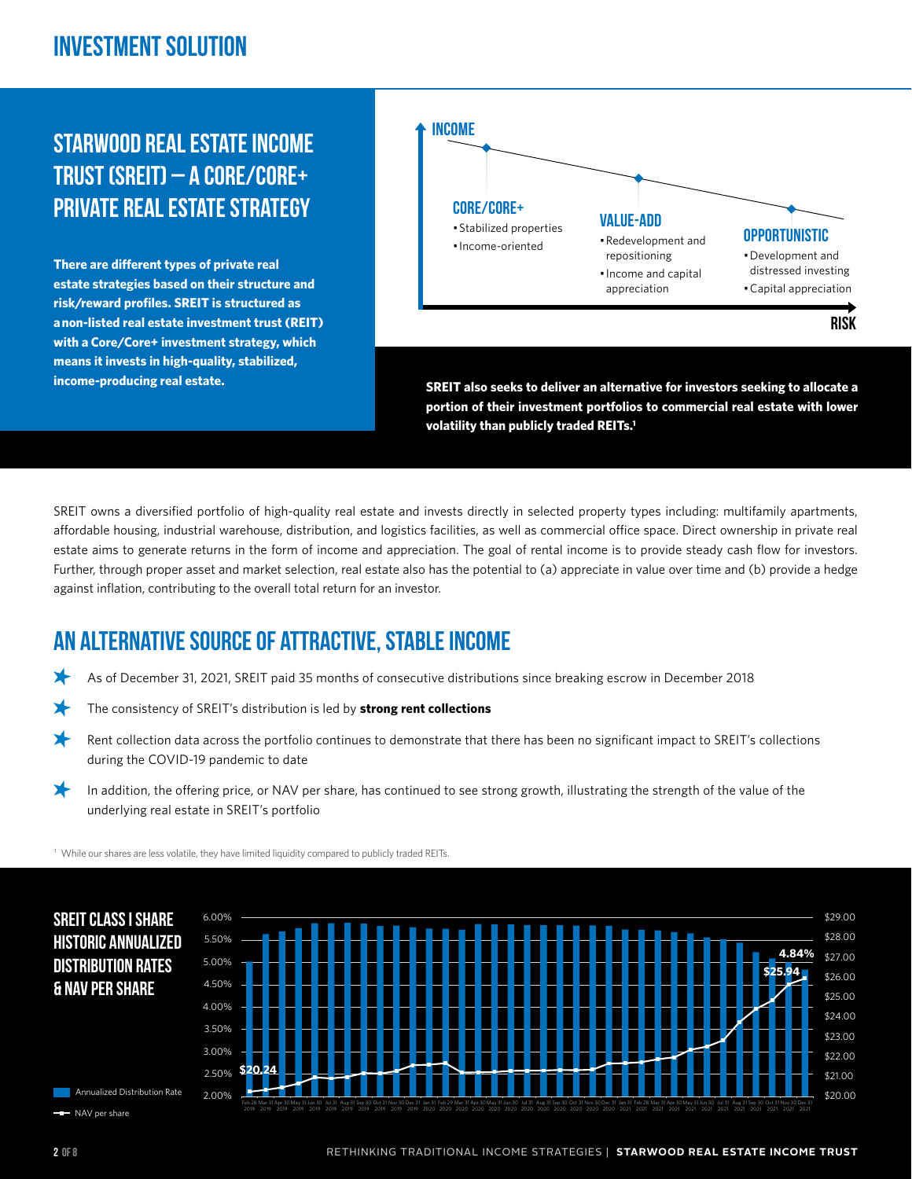# INVESTMENT SOLUTION

## STARWOOD REAL ESTATE INCOME TRUST (SREIT) — A CORE/CORE+ PRIVATE REAL ESTATE STRATEGY

**There are different types of private real estate strategies based on their structure and risk/reward profiles. SREIT is structured as a non-listed real estate investment trust (REIT) with a Core/Core+ investment strategy, which means it invests in high-quality, stabilized, income-producing real estate.**

INCOME

**CORE/CORE+**
- Stabilized properties
- Income-oriented

**VALUE-ADD**
- Redevelopment and repositioning
- Income and capital appreciation

**OPPORTUNISTIC**
- Development and distressed investing
- Capital appreciation

RISK

**SREIT also seeks to deliver an alternative for investors seeking to allocate a portion of their investment portfolios to commercial real estate with lower volatility than publicly traded REITs.[1]**

SREIT owns a diversified portfolio of high-quality real estate and invests directly in selected property types including: multifamily apartments, affordable housing, industrial warehouse, distribution, and logistics facilities, as well as commercial office space. Direct ownership in private real estate aims to generate returns in the form of income and appreciation. The goal of rental income is to provide steady cash flow for investors. Further, through proper asset and market selection, real estate also has the potential to (a) appreciate in value over time and (b) provide a hedge against inflation, contributing to the overall total return for an investor.

## AN ALTERNATIVE SOURCE OF ATTRACTIVE, STABLE INCOME

- As of December 31, 2021, SREIT paid 35 months of consecutive distributions since breaking escrow in December 2018
- The consistency of SREIT's distribution is led by **strong rent collections**
- Rent collection data across the portfolio continues to demonstrate that there has been no significant impact to SREIT's collections during the COVID-19 pandemic to date
- In addition, the offering price, or NAV per share, has continued to see strong growth, illustrating the strength of the value of the underlying real estate in SREIT's portfolio

[1] While our shares are less volatile, they have limited liquidity compared to publicly traded REITs.

### SREIT CLASS I SHARE HISTORIC ANNUALIZED DISTRIBUTION RATES & NAV PER SHARE

Chart period: Feb 28, 2019 – Dec 31, 2021. NAV per share rose from $20.24 (Feb 2019) to $25.94 (Dec 2021); annualized distribution rate was 4.84% as of Dec 31, 2021.

Legend: Annualized Distribution Rate; NAV per share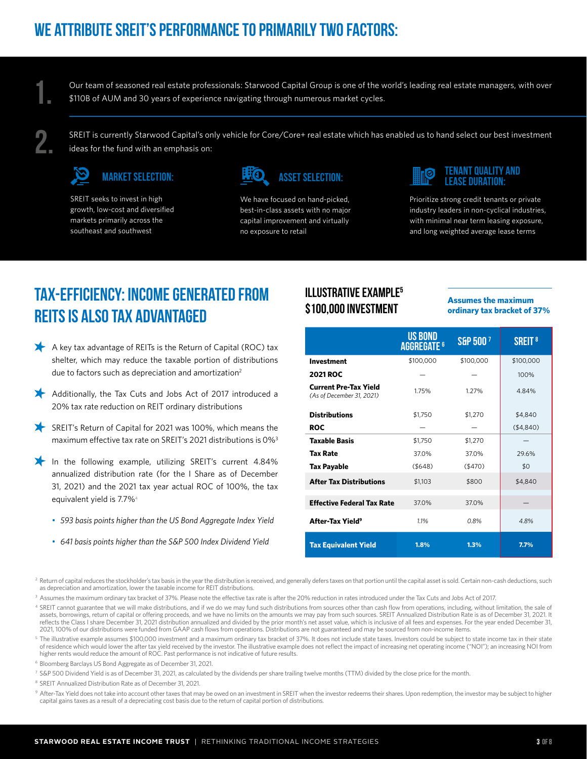# WE ATTRIBUTE SREIT'S PERFORMANCE TO PRIMARILY TWO FACTORS:

1. Our team of seasoned real estate professionals: Starwood Capital Group is one of the world's leading real estate managers, with over $110B of AUM and 30 years of experience navigating through numerous market cycles.

2. SREIT is currently Starwood Capital's only vehicle for Core/Core+ real estate which has enabled us to hand select our best investment ideas for the fund with an emphasis on:

### MARKET SELECTION:

SREIT seeks to invest in high growth, low-cost and diversified markets primarily across the southeast and southwest

### ASSET SELECTION:

We have focused on hand-picked, best-in-class assets with no major capital improvement and virtually no exposure to retail

### TENANT QUALITY AND LEASE DURATION:

Prioritize strong credit tenants or private industry leaders in non-cyclical industries, with minimal near term leasing exposure, and long weighted average lease terms

## TAX-EFFICIENCY: INCOME GENERATED FROM REITS IS ALSO TAX ADVANTAGED

- A key tax advantage of REITs is the Return of Capital (ROC) tax shelter, which may reduce the taxable portion of distributions due to factors such as depreciation and amortization[2]
- Additionally, the Tax Cuts and Jobs Act of 2017 introduced a 20% tax rate reduction on REIT ordinary distributions
- SREIT's Return of Capital for 2021 was 100%, which means the maximum effective tax rate on SREIT's 2021 distributions is 0%[3]
- In the following example, utilizing SREIT's current 4.84% annualized distribution rate (for the I Share as of December 31, 2021) and the 2021 tax year actual ROC of 100%, the tax equivalent yield is 7.7%[4]
  - *593 basis points higher than the US Bond Aggregate Index Yield*
  - *641 basis points higher than the S&P 500 Index Dividend Yield*

## ILLUSTRATIVE EXAMPLE[5] $100,000 INVESTMENT

**Assumes the maximum ordinary tax bracket of 37%**

| | US BOND AGGREGATE [6] | S&P 500 [7] | SREIT [8] |
|---|---|---|---|
| **Investment** | $100,000 | $100,000 | $100,000 |
| **2021 ROC** | — | — | 100% |
| **Current Pre-Tax Yield** *(As of December 31, 2021)* | 1.75% | 1.27% | 4.84% |
| **Distributions** | $1,750 | $1,270 | $4,840 |
| **ROC** | — | — | ($4,840) |
| **Taxable Basis** | $1,750 | $1,270 | — |
| **Tax Rate** | 37.0% | 37.0% | 29.6% |
| **Tax Payable** | ($648) | ($470) | $0 |
| **After Tax Distributions** | $1,103 | $800 | $4,840 |
| **Effective Federal Tax Rate** | 37.0% | 37.0% | — |
| **After-Tax Yield[9]** | *1.1%* | *0.8%* | *4.8%* |
| **Tax Equivalent Yield** | **1.8%** | **1.3%** | **7.7%** |

[2] Return of capital reduces the stockholder's tax basis in the year the distribution is received, and generally defers taxes on that portion until the capital asset is sold. Certain non-cash deductions, such as depreciation and amortization, lower the taxable income for REIT distributions.

[3] Assumes the maximum ordinary tax bracket of 37%. Please note the effective tax rate is after the 20% reduction in rates introduced under the Tax Cuts and Jobs Act of 2017.

[4] SREIT cannot guarantee that we will make distributions, and if we do we may fund such distributions from sources other than cash flow from operations, including, without limitation, the sale of assets, borrowings, return of capital or offering proceeds, and we have no limits on the amounts we may pay from such sources. SREIT Annualized Distribution Rate is as of December 31, 2021. It reflects the Class I share December 31, 2021 distribution annualized and divided by the prior month's net asset value, which is inclusive of all fees and expenses. For the year ended December 31, 2021, 100% of our distributions were funded from GAAP cash flows from operations. Distributions are not guaranteed and may be sourced from non-income items.

[5] The illustrative example assumes $100,000 investment and a maximum ordinary tax bracket of 37%. It does not include state taxes. Investors could be subject to state income tax in their state of residence which would lower the after tax yield received by the investor. The illustrative example does not reflect the impact of increasing net operating income ("NOI"); an increasing NOI from higher rents would reduce the amount of ROC. Past performance is not indicative of future results.

[6] Bloomberg Barclays US Bond Aggregate as of December 31, 2021.

[7] S&P 500 Dividend Yield is as of December 31, 2021, as calculated by the dividends per share trailing twelve months (TTM) divided by the close price for the month.

[8] SREIT Annualized Distribution Rate as of December 31, 2021.

[9] After-Tax Yield does not take into account other taxes that may be owed on an investment in SREIT when the investor redeems their shares. Upon redemption, the investor may be subject to higher capital gains taxes as a result of a depreciating cost basis due to the return of capital portion of distributions.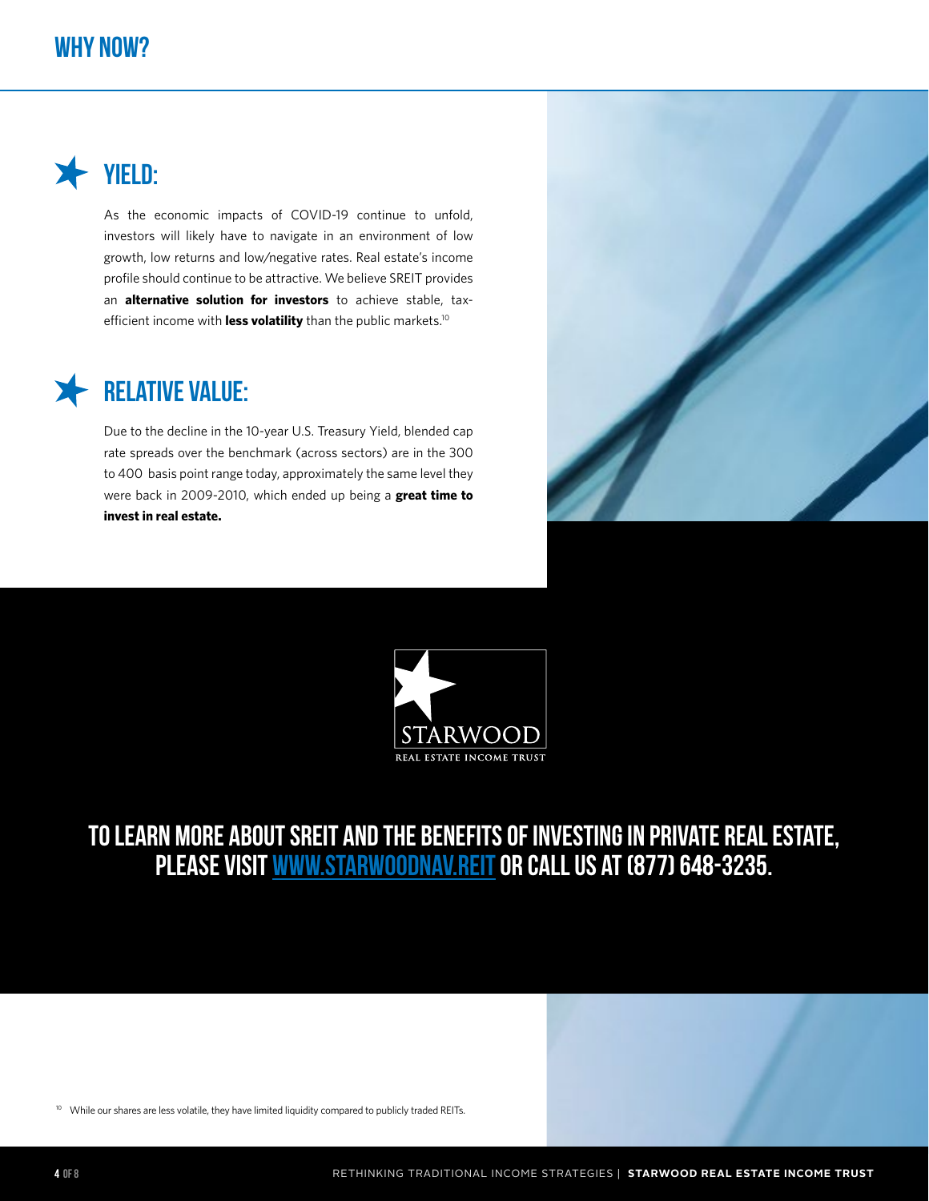# WHY NOW?

## YIELD:

As the economic impacts of COVID-19 continue to unfold, investors will likely have to navigate in an environment of low growth, low returns and low/negative rates. Real estate's income profile should continue to be attractive. We believe SREIT provides an **alternative solution for investors** to achieve stable, tax-efficient income with **less volatility** than the public markets.[10]

## RELATIVE VALUE:

Due to the decline in the 10-year U.S. Treasury Yield, blended cap rate spreads over the benchmark (across sectors) are in the 300 to 400 basis point range today, approximately the same level they were back in 2009-2010, which ended up being a **great time to invest in real estate.**

STARWOOD
REAL ESTATE INCOME TRUST

**TO LEARN MORE ABOUT SREIT AND THE BENEFITS OF INVESTING IN PRIVATE REAL ESTATE, PLEASE VISIT WWW.STARWOODNAV.REIT OR CALL US AT (877) 648-3235.**

[10] While our shares are less volatile, they have limited liquidity compared to publicly traded REITs.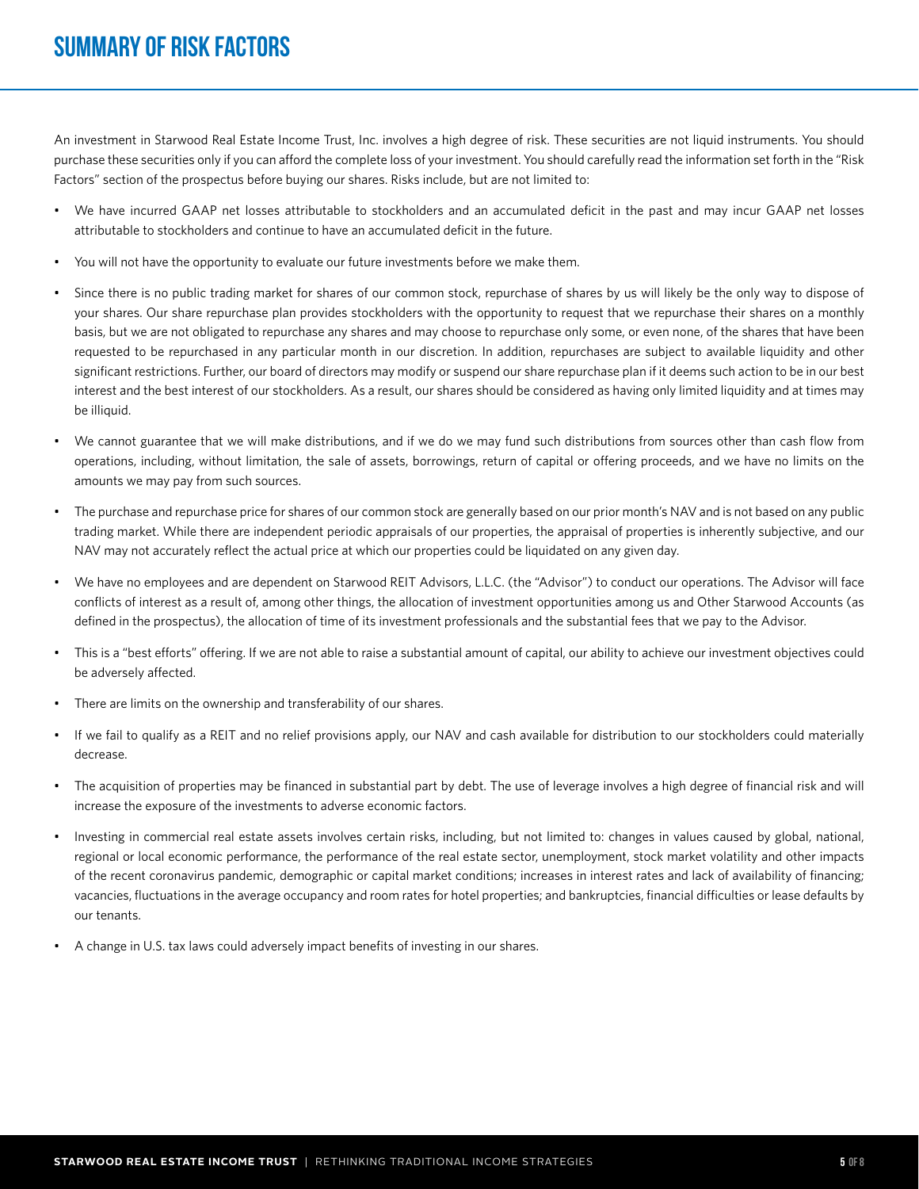# SUMMARY OF RISK FACTORS

An investment in Starwood Real Estate Income Trust, Inc. involves a high degree of risk. These securities are not liquid instruments. You should purchase these securities only if you can afford the complete loss of your investment. You should carefully read the information set forth in the "Risk Factors" section of the prospectus before buying our shares. Risks include, but are not limited to:

- We have incurred GAAP net losses attributable to stockholders and an accumulated deficit in the past and may incur GAAP net losses attributable to stockholders and continue to have an accumulated deficit in the future.
- You will not have the opportunity to evaluate our future investments before we make them.
- Since there is no public trading market for shares of our common stock, repurchase of shares by us will likely be the only way to dispose of your shares. Our share repurchase plan provides stockholders with the opportunity to request that we repurchase their shares on a monthly basis, but we are not obligated to repurchase any shares and may choose to repurchase only some, or even none, of the shares that have been requested to be repurchased in any particular month in our discretion. In addition, repurchases are subject to available liquidity and other significant restrictions. Further, our board of directors may modify or suspend our share repurchase plan if it deems such action to be in our best interest and the best interest of our stockholders. As a result, our shares should be considered as having only limited liquidity and at times may be illiquid.
- We cannot guarantee that we will make distributions, and if we do we may fund such distributions from sources other than cash flow from operations, including, without limitation, the sale of assets, borrowings, return of capital or offering proceeds, and we have no limits on the amounts we may pay from such sources.
- The purchase and repurchase price for shares of our common stock are generally based on our prior month's NAV and is not based on any public trading market. While there are independent periodic appraisals of our properties, the appraisal of properties is inherently subjective, and our NAV may not accurately reflect the actual price at which our properties could be liquidated on any given day.
- We have no employees and are dependent on Starwood REIT Advisors, L.L.C. (the "Advisor") to conduct our operations. The Advisor will face conflicts of interest as a result of, among other things, the allocation of investment opportunities among us and Other Starwood Accounts (as defined in the prospectus), the allocation of time of its investment professionals and the substantial fees that we pay to the Advisor.
- This is a "best efforts" offering. If we are not able to raise a substantial amount of capital, our ability to achieve our investment objectives could be adversely affected.
- There are limits on the ownership and transferability of our shares.
- If we fail to qualify as a REIT and no relief provisions apply, our NAV and cash available for distribution to our stockholders could materially decrease.
- The acquisition of properties may be financed in substantial part by debt. The use of leverage involves a high degree of financial risk and will increase the exposure of the investments to adverse economic factors.
- Investing in commercial real estate assets involves certain risks, including, but not limited to: changes in values caused by global, national, regional or local economic performance, the performance of the real estate sector, unemployment, stock market volatility and other impacts of the recent coronavirus pandemic, demographic or capital market conditions; increases in interest rates and lack of availability of financing; vacancies, fluctuations in the average occupancy and room rates for hotel properties; and bankruptcies, financial difficulties or lease defaults by our tenants.
- A change in U.S. tax laws could adversely impact benefits of investing in our shares.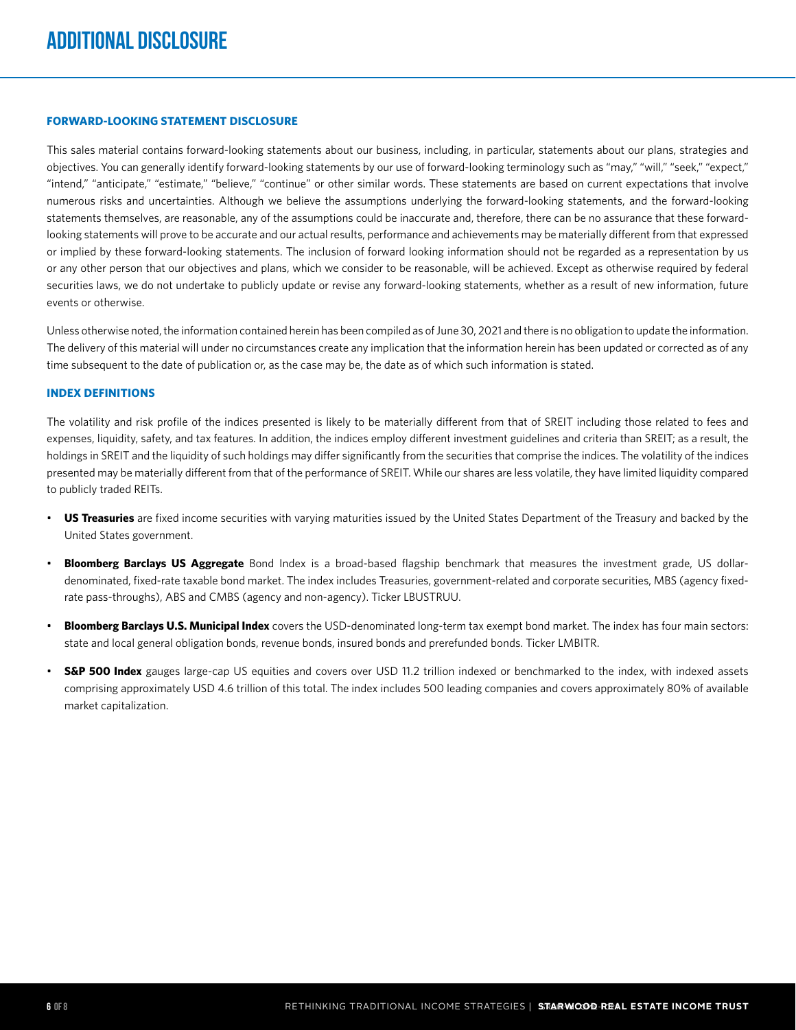# ADDITIONAL DISCLOSURE

### FORWARD-LOOKING STATEMENT DISCLOSURE

This sales material contains forward-looking statements about our business, including, in particular, statements about our plans, strategies and objectives. You can generally identify forward-looking statements by our use of forward-looking terminology such as "may," "will," "seek," "expect," "intend," "anticipate," "estimate," "believe," "continue" or other similar words. These statements are based on current expectations that involve numerous risks and uncertainties. Although we believe the assumptions underlying the forward-looking statements, and the forward-looking statements themselves, are reasonable, any of the assumptions could be inaccurate and, therefore, there can be no assurance that these forward-looking statements will prove to be accurate and our actual results, performance and achievements may be materially different from that expressed or implied by these forward-looking statements. The inclusion of forward looking information should not be regarded as a representation by us or any other person that our objectives and plans, which we consider to be reasonable, will be achieved. Except as otherwise required by federal securities laws, we do not undertake to publicly update or revise any forward-looking statements, whether as a result of new information, future events or otherwise.

Unless otherwise noted, the information contained herein has been compiled as of June 30, 2021 and there is no obligation to update the information. The delivery of this material will under no circumstances create any implication that the information herein has been updated or corrected as of any time subsequent to the date of publication or, as the case may be, the date as of which such information is stated.

### INDEX DEFINITIONS

The volatility and risk profile of the indices presented is likely to be materially different from that of SREIT including those related to fees and expenses, liquidity, safety, and tax features. In addition, the indices employ different investment guidelines and criteria than SREIT; as a result, the holdings in SREIT and the liquidity of such holdings may differ significantly from the securities that comprise the indices. The volatility of the indices presented may be materially different from that of the performance of SREIT. While our shares are less volatile, they have limited liquidity compared to publicly traded REITs.

- **US Treasuries** are fixed income securities with varying maturities issued by the United States Department of the Treasury and backed by the United States government.
- **Bloomberg Barclays US Aggregate** Bond Index is a broad-based flagship benchmark that measures the investment grade, US dollar-denominated, fixed-rate taxable bond market. The index includes Treasuries, government-related and corporate securities, MBS (agency fixed-rate pass-throughs), ABS and CMBS (agency and non-agency). Ticker LBUSTRUU.
- **Bloomberg Barclays U.S. Municipal Index** covers the USD-denominated long-term tax exempt bond market. The index has four main sectors: state and local general obligation bonds, revenue bonds, insured bonds and prerefunded bonds. Ticker LMBITR.
- **S&P 500 Index** gauges large-cap US equities and covers over USD 11.2 trillion indexed or benchmarked to the index, with indexed assets comprising approximately USD 4.6 trillion of this total. The index includes 500 leading companies and covers approximately 80% of available market capitalization.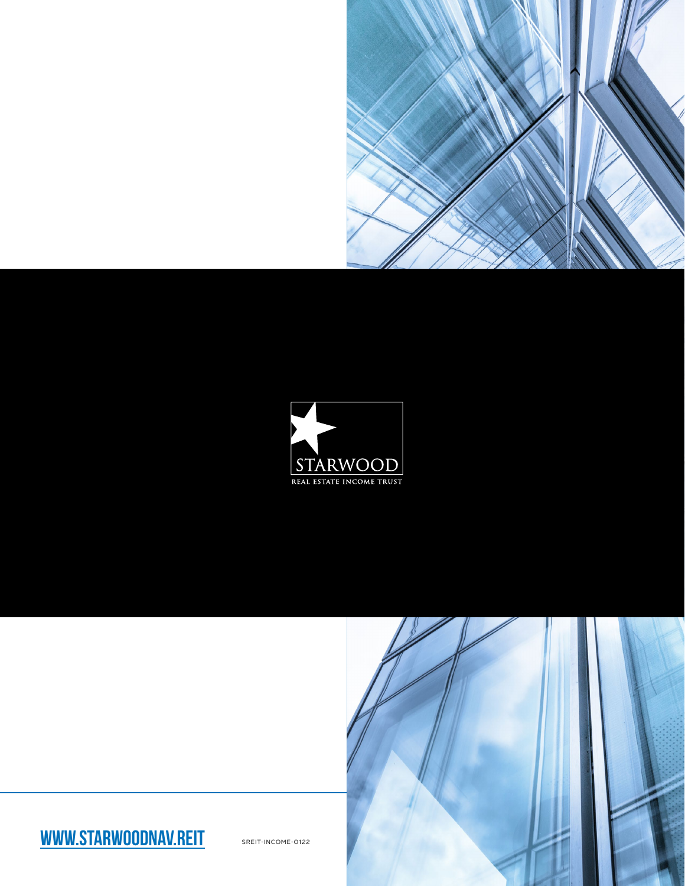STARWOOD

REAL ESTATE INCOME TRUST

WWW.STARWOODNAV.REIT

SREIT-INCOME-0122